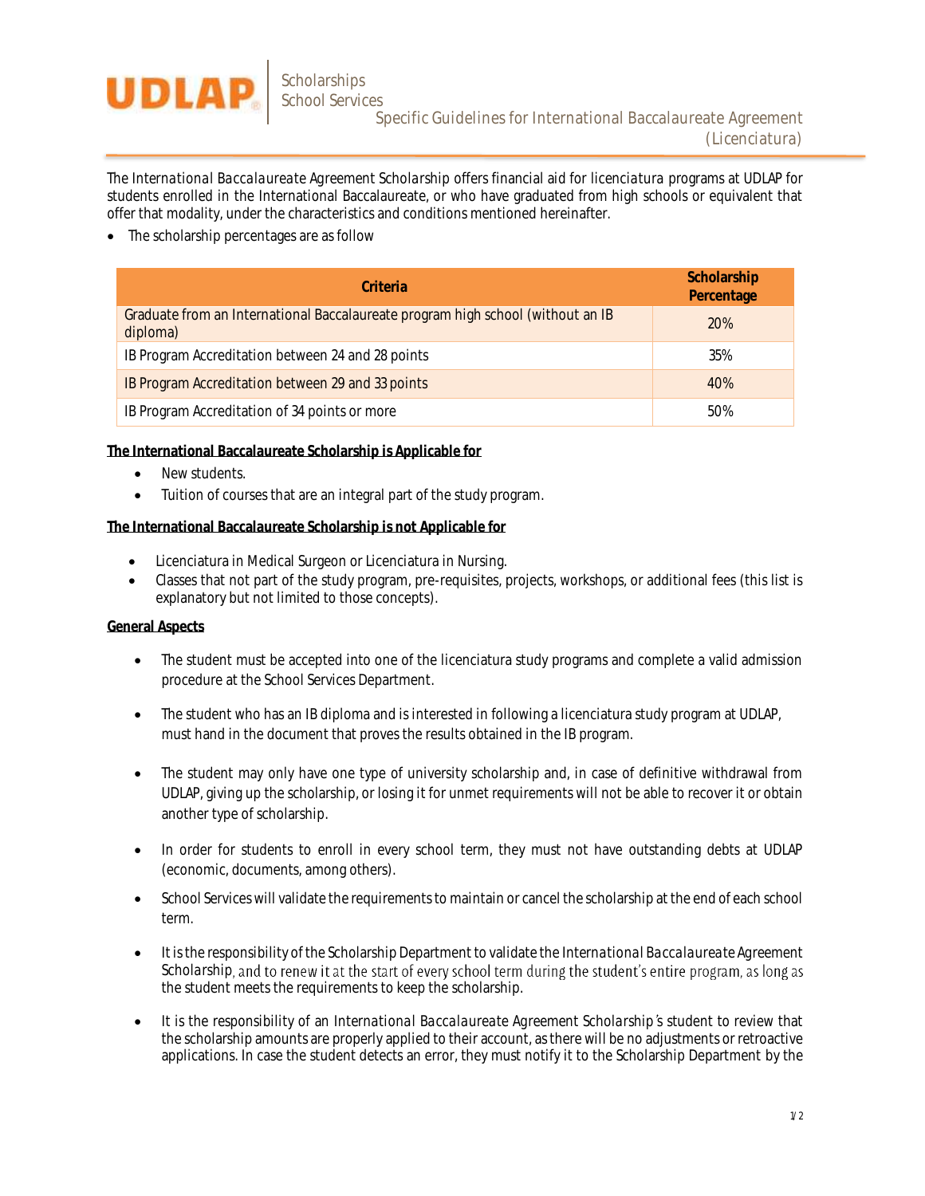# Specific Guidelines for International Baccalaureate Agreement (Licenciatura)

The *International Baccalaureate* Agreement *Scholarship* offers financial aid for *licenciatura* programs at UDLAP for students enrolled in the International Baccalaureate, or who have graduated from high schools or equivalent that offer that modality, under the characteristics and conditions mentioned hereinafter.

- The scholarship percentages are as follow

| Criteria | Scholarship Percentage |
|---|---|
| Graduate from an International Baccalaureate program high school (without an IB diploma) | 20% |
| IB Program Accreditation between 24 and 28 points | 35% |
| IB Program Accreditation between 29 and 33 points | 40% |
| IB Program Accreditation of 34 points or more | 50% |

**The International Baccalaureate Scholarship is Applicable for**

- New students.
- Tuition of courses that are an integral part of the study program.

**The International Baccalaureate Scholarship is not Applicable for**

- Licenciatura in Medical Surgeon or Licenciatura in Nursing.
- Classes that not part of the study program, pre-requisites, projects, workshops, or additional fees (this list is explanatory but not limited to those concepts).

**General Aspects**

- The student must be accepted into one of the licenciatura study programs and complete a valid admission procedure at the School Services Department.
- The student who has an IB diploma and is interested in following a licenciatura study program at UDLAP, must hand in the document that proves the results obtained in the IB program.
- The student may only have one type of university scholarship and, in case of definitive withdrawal from UDLAP, giving up the scholarship, or losing it for unmet requirements will not be able to recover it or obtain another type of scholarship.
- In order for students to enroll in every school term, they must not have outstanding debts at UDLAP (economic, documents, among others).
- School Services will validate the requirements to maintain or cancel the scholarship at the end of each school term.
- It is the responsibility of the Scholarship Department to validate the *International Baccalaureate* Agreement Scholarship, and to renew it at the start of every school term during the student's entire program, as long as the student meets the requirements to keep the scholarship.
- It is the responsibility of an *International Baccalaureate* Agreement *Scholarship's* student to review that the scholarship amounts are properly applied to their account, as there will be no adjustments or retroactive applications. In case the student detects an error, they must notify it to the Scholarship Department by the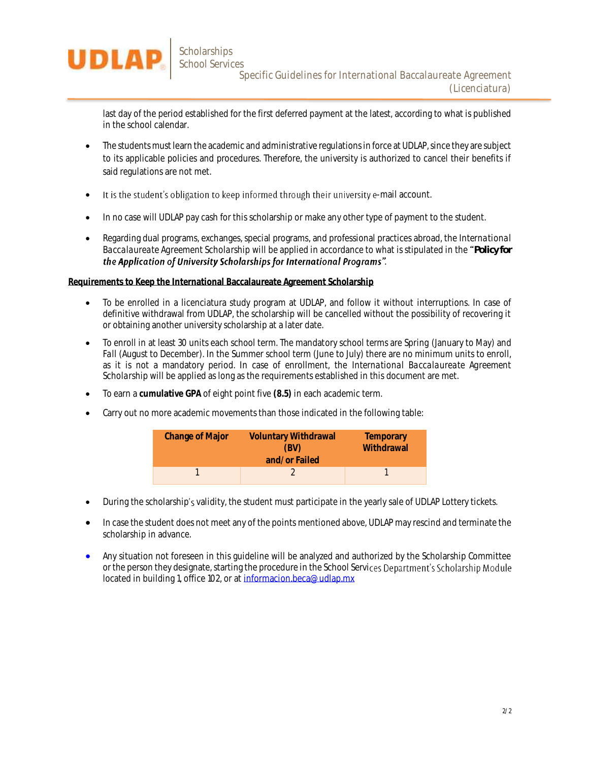last day of the period established for the first deferred payment at the latest, according to what is published in the school calendar.

- The students must learn the academic and administrative regulations in force at UDLAP, since they are subject to its applicable policies and procedures. Therefore, the university is authorized to cancel their benefits if said regulations are not met.
- It is the student's obligation to keep informed through their university e-mail account.
- In no case will UDLAP pay cash for this scholarship or make any other type of payment to the student.
- Regarding dual programs, exchanges, special programs, and professional practices abroad, the *International Baccalaureate Agreement Scholarship* will be applied in accordance to what is stipulated in the "***Policy for the Application of University Scholarships for International Programs***".

**Requirements to Keep the International Baccalaureate Agreement Scholarship**

- To be enrolled in a licenciatura study program at UDLAP, and follow it without interruptions. In case of definitive withdrawal from UDLAP, the scholarship will be cancelled without the possibility of recovering it or obtaining another university scholarship at a later date.
- To enroll in at least 30 units each school term. The mandatory school terms are Spring (January to May) and Fall (August to December). In the Summer school term (June to July) there are no minimum units to enroll, as it is not a mandatory period. In case of enrollment, the *International Baccalaureate Agreement Scholarship* will be applied as long as the requirements established in this document are met.
- To earn a **cumulative GPA** of eight point five **(8.5)** in each academic term.
- Carry out no more academic movements than those indicated in the following table:

| Change of Major | Voluntary Withdrawal (BV) and/or Failed | Temporary Withdrawal |
|---|---|---|
| 1 | 2 | 1 |

- During the scholarship's validity, the student must participate in the yearly sale of UDLAP Lottery tickets.
- In case the student does not meet any of the points mentioned above, UDLAP may rescind and terminate the scholarship in advance.
- Any situation not foreseen in this guideline will be analyzed and authorized by the Scholarship Committee or the person they designate, starting the procedure in the School Services Department's Scholarship Module located in building 1, office 102, or at informacion.beca@udlap.mx